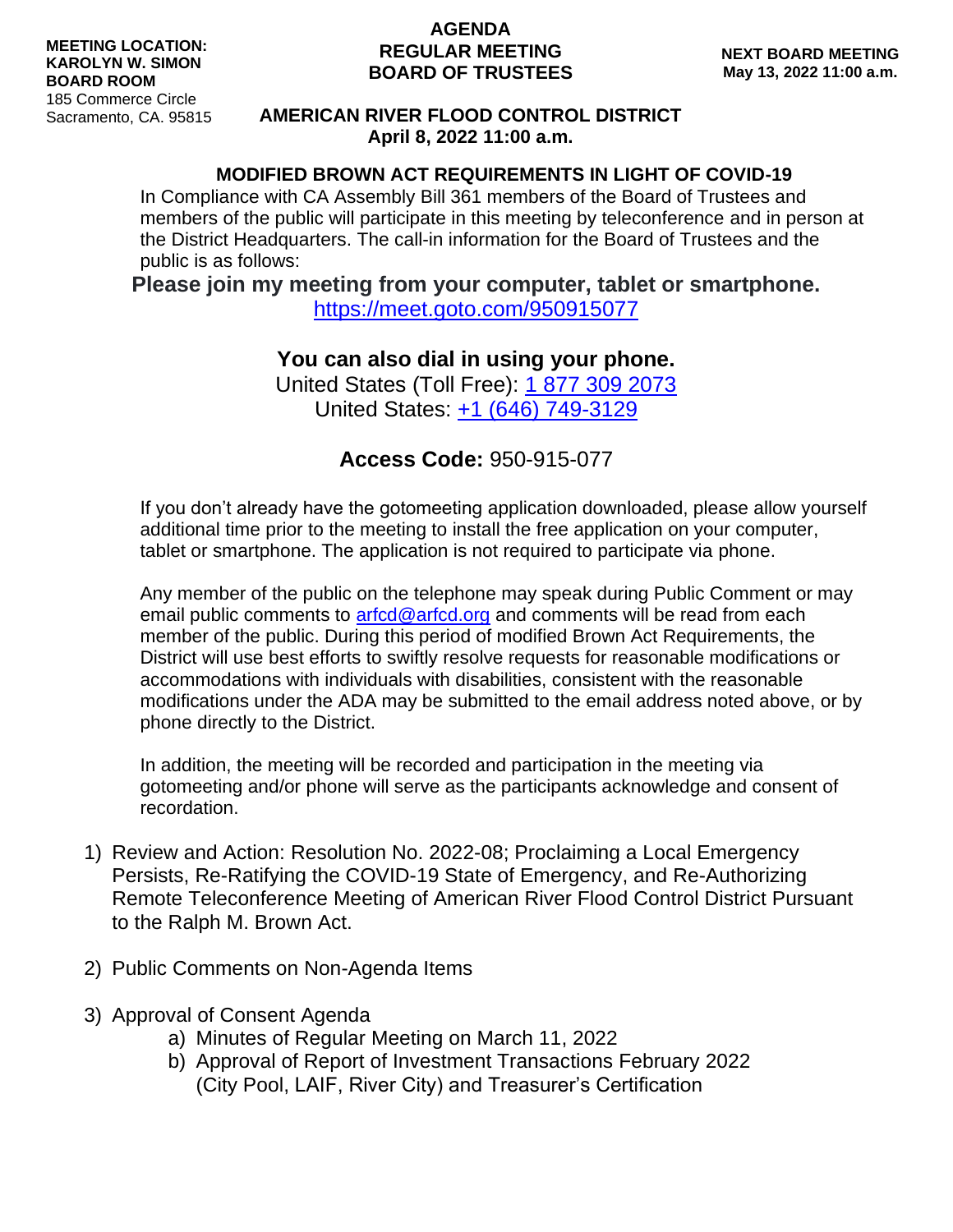**MEETING LOCATION:**
**KAROLYN W. SIMON**
**BOARD ROOM**
185 Commerce Circle
Sacramento, CA. 95815

# AGENDA
## REGULAR MEETING
## BOARD OF TRUSTEES

**NEXT BOARD MEETING**
**May 13, 2022 11:00 a.m.**

**AMERICAN RIVER FLOOD CONTROL DISTRICT**
**April 8, 2022 11:00 a.m.**

**MODIFIED BROWN ACT REQUIREMENTS IN LIGHT OF COVID-19**

In Compliance with CA Assembly Bill 361 members of the Board of Trustees and members of the public will participate in this meeting by teleconference and in person at the District Headquarters. The call-in information for the Board of Trustees and the public is as follows:

**Please join my meeting from your computer, tablet or smartphone.**
https://meet.goto.com/950915077

**You can also dial in using your phone.**
United States (Toll Free): 1 877 309 2073
United States: +1 (646) 749-3129

**Access Code:** 950-915-077

If you don't already have the gotomeeting application downloaded, please allow yourself additional time prior to the meeting to install the free application on your computer, tablet or smartphone. The application is not required to participate via phone.

Any member of the public on the telephone may speak during Public Comment or may email public comments to arfcd@arfcd.org and comments will be read from each member of the public. During this period of modified Brown Act Requirements, the District will use best efforts to swiftly resolve requests for reasonable modifications or accommodations with individuals with disabilities, consistent with the reasonable modifications under the ADA may be submitted to the email address noted above, or by phone directly to the District.

In addition, the meeting will be recorded and participation in the meeting via gotomeeting and/or phone will serve as the participants acknowledge and consent of recordation.

1) Review and Action: Resolution No. 2022-08; Proclaiming a Local Emergency Persists, Re-Ratifying the COVID-19 State of Emergency, and Re-Authorizing Remote Teleconference Meeting of American River Flood Control District Pursuant to the Ralph M. Brown Act.

2) Public Comments on Non-Agenda Items

3) Approval of Consent Agenda
   a) Minutes of Regular Meeting on March 11, 2022
   b) Approval of Report of Investment Transactions February 2022 (City Pool, LAIF, River City) and Treasurer's Certification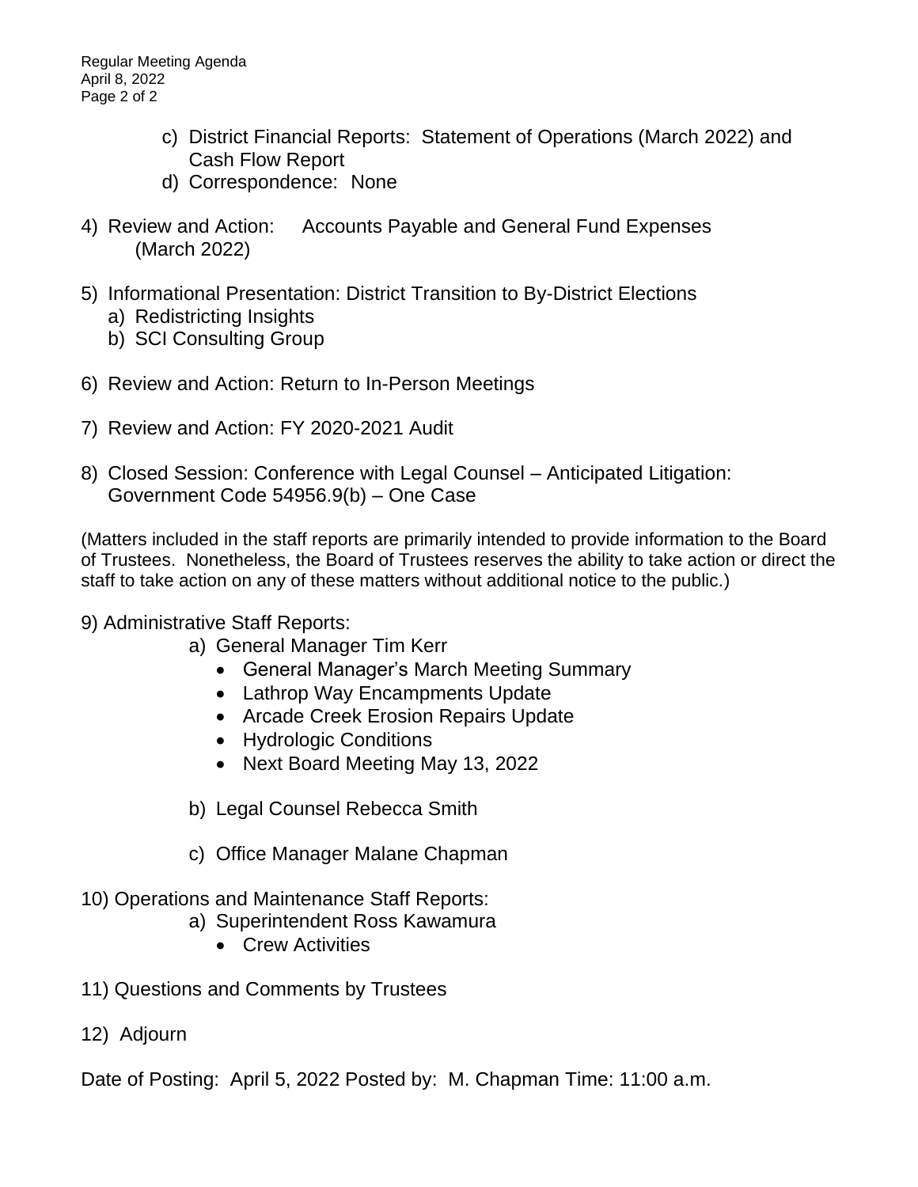c) District Financial Reports: Statement of Operations (March 2022) and Cash Flow Report
d) Correspondence: None

4) Review and Action: Accounts Payable and General Fund Expenses (March 2022)

5) Informational Presentation: District Transition to By-District Elections
   a) Redistricting Insights
   b) SCI Consulting Group

6) Review and Action: Return to In-Person Meetings

7) Review and Action: FY 2020-2021 Audit

8) Closed Session: Conference with Legal Counsel – Anticipated Litigation: Government Code 54956.9(b) – One Case

(Matters included in the staff reports are primarily intended to provide information to the Board of Trustees. Nonetheless, the Board of Trustees reserves the ability to take action or direct the staff to take action on any of these matters without additional notice to the public.)

9) Administrative Staff Reports:
   a) General Manager Tim Kerr
      - General Manager's March Meeting Summary
      - Lathrop Way Encampments Update
      - Arcade Creek Erosion Repairs Update
      - Hydrologic Conditions
      - Next Board Meeting May 13, 2022

   b) Legal Counsel Rebecca Smith

   c) Office Manager Malane Chapman

10) Operations and Maintenance Staff Reports:
   a) Superintendent Ross Kawamura
      - Crew Activities

11) Questions and Comments by Trustees

12) Adjourn

Date of Posting: April 5, 2022 Posted by: M. Chapman Time: 11:00 a.m.